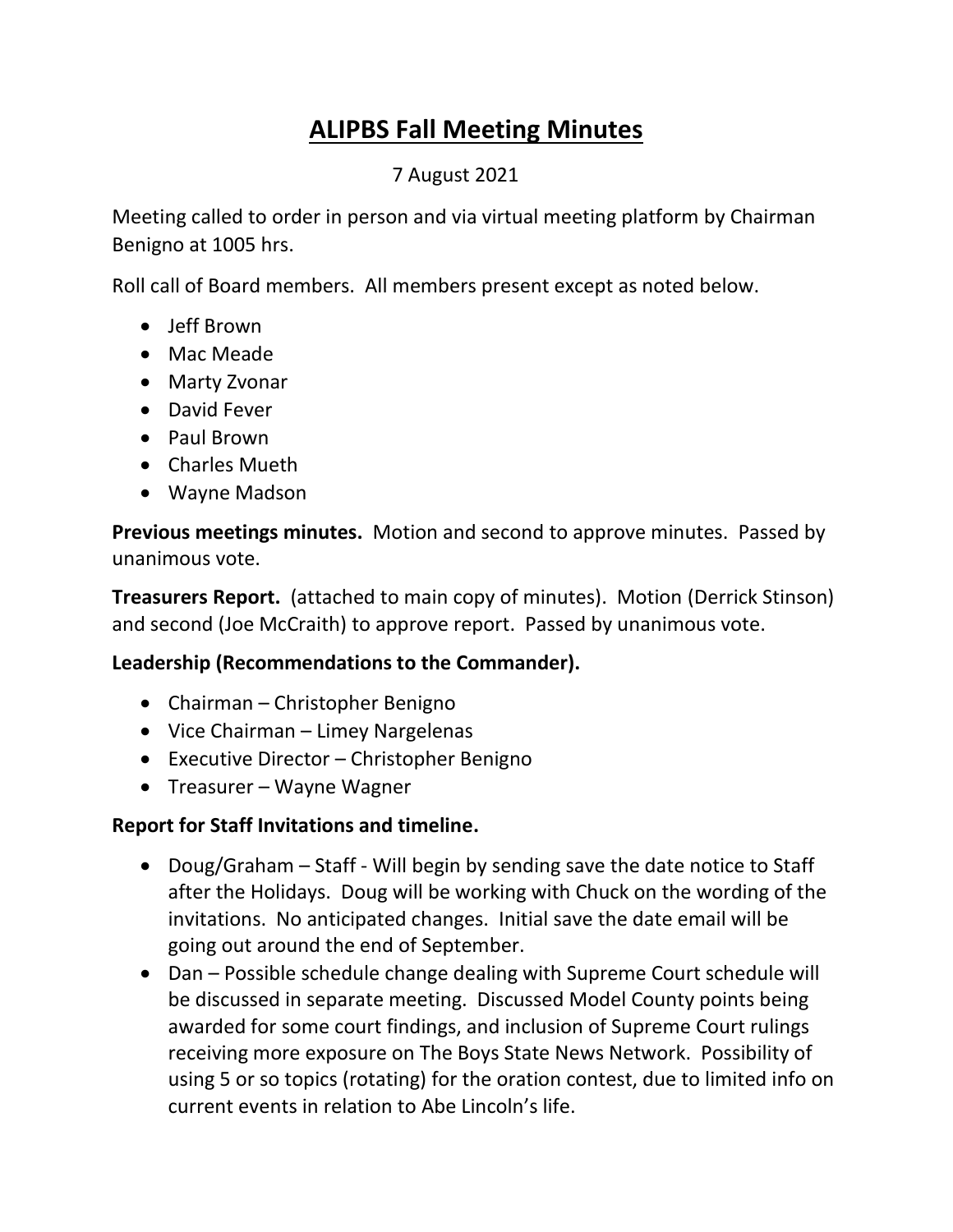# ALIPBS Fall Meeting Minutes

7 August 2021

Meeting called to order in person and via virtual meeting platform by Chairman Benigno at 1005 hrs.

Roll call of Board members. All members present except as noted below.

- Jeff Brown
- Mac Meade
- Marty Zvonar
- David Fever
- Paul Brown
- Charles Mueth
- Wayne Madson

**Previous meetings minutes.** Motion and second to approve minutes. Passed by unanimous vote.

**Treasurers Report.** (attached to main copy of minutes). Motion (Derrick Stinson) and second (Joe McCraith) to approve report. Passed by unanimous vote.

**Leadership (Recommendations to the Commander).**

- Chairman – Christopher Benigno
- Vice Chairman – Limey Nargelenas
- Executive Director – Christopher Benigno
- Treasurer – Wayne Wagner

**Report for Staff Invitations and timeline.**

- Doug/Graham – Staff - Will begin by sending save the date notice to Staff after the Holidays. Doug will be working with Chuck on the wording of the invitations. No anticipated changes. Initial save the date email will be going out around the end of September.
- Dan – Possible schedule change dealing with Supreme Court schedule will be discussed in separate meeting. Discussed Model County points being awarded for some court findings, and inclusion of Supreme Court rulings receiving more exposure on The Boys State News Network. Possibility of using 5 or so topics (rotating) for the oration contest, due to limited info on current events in relation to Abe Lincoln's life.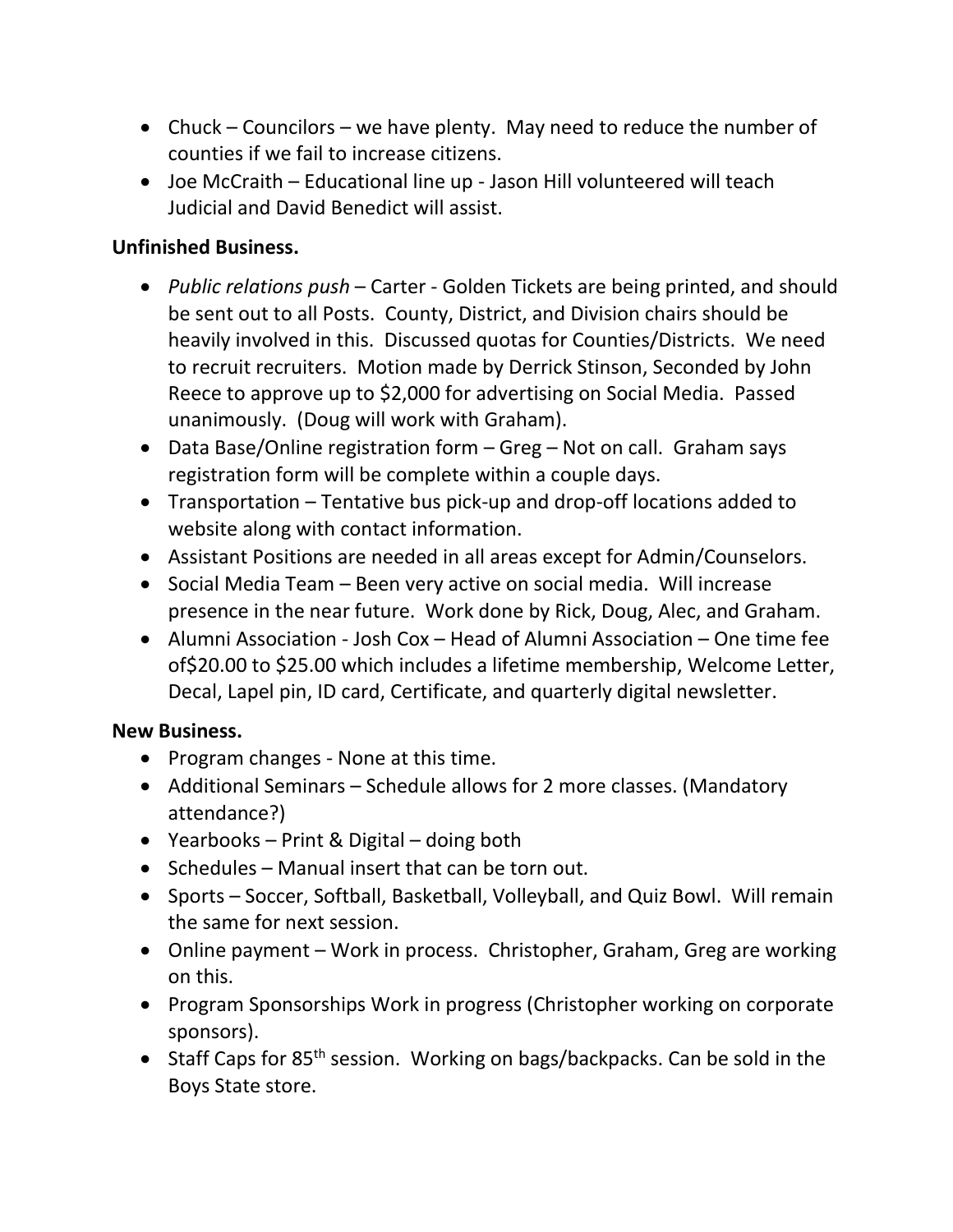- Chuck – Councilors – we have plenty. May need to reduce the number of counties if we fail to increase citizens.
- Joe McCraith – Educational line up - Jason Hill volunteered will teach Judicial and David Benedict will assist.

**Unfinished Business.**

- *Public relations push* – Carter - Golden Tickets are being printed, and should be sent out to all Posts. County, District, and Division chairs should be heavily involved in this. Discussed quotas for Counties/Districts. We need to recruit recruiters. Motion made by Derrick Stinson, Seconded by John Reece to approve up to $2,000 for advertising on Social Media. Passed unanimously. (Doug will work with Graham).
- Data Base/Online registration form – Greg – Not on call. Graham says registration form will be complete within a couple days.
- Transportation – Tentative bus pick-up and drop-off locations added to website along with contact information.
- Assistant Positions are needed in all areas except for Admin/Counselors.
- Social Media Team – Been very active on social media. Will increase presence in the near future. Work done by Rick, Doug, Alec, and Graham.
- Alumni Association - Josh Cox – Head of Alumni Association – One time fee of$20.00 to $25.00 which includes a lifetime membership, Welcome Letter, Decal, Lapel pin, ID card, Certificate, and quarterly digital newsletter.

**New Business.**

- Program changes - None at this time.
- Additional Seminars – Schedule allows for 2 more classes. (Mandatory attendance?)
- Yearbooks – Print & Digital – doing both
- Schedules – Manual insert that can be torn out.
- Sports – Soccer, Softball, Basketball, Volleyball, and Quiz Bowl. Will remain the same for next session.
- Online payment – Work in process. Christopher, Graham, Greg are working on this.
- Program Sponsorships Work in progress (Christopher working on corporate sponsors).
- Staff Caps for 85th session. Working on bags/backpacks. Can be sold in the Boys State store.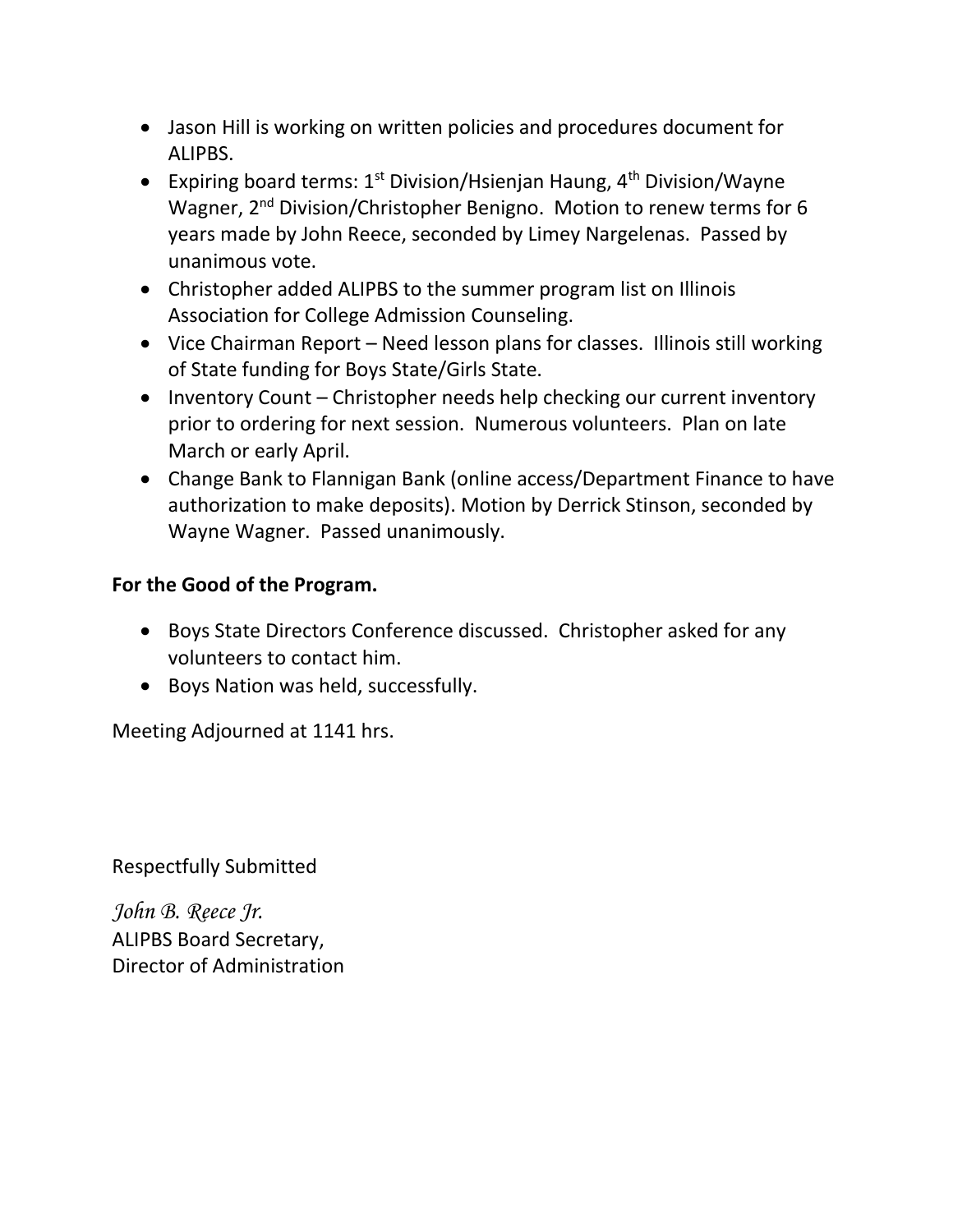- Jason Hill is working on written policies and procedures document for ALIPBS.
- Expiring board terms: 1st Division/Hsienjan Haung, 4th Division/Wayne Wagner, 2nd Division/Christopher Benigno. Motion to renew terms for 6 years made by John Reece, seconded by Limey Nargelenas. Passed by unanimous vote.
- Christopher added ALIPBS to the summer program list on Illinois Association for College Admission Counseling.
- Vice Chairman Report – Need lesson plans for classes. Illinois still working of State funding for Boys State/Girls State.
- Inventory Count – Christopher needs help checking our current inventory prior to ordering for next session. Numerous volunteers. Plan on late March or early April.
- Change Bank to Flannigan Bank (online access/Department Finance to have authorization to make deposits). Motion by Derrick Stinson, seconded by Wayne Wagner. Passed unanimously.

**For the Good of the Program.**

- Boys State Directors Conference discussed. Christopher asked for any volunteers to contact him.
- Boys Nation was held, successfully.

Meeting Adjourned at 1141 hrs.

Respectfully Submitted

*John B. Reece Jr.*
ALIPBS Board Secretary,
Director of Administration